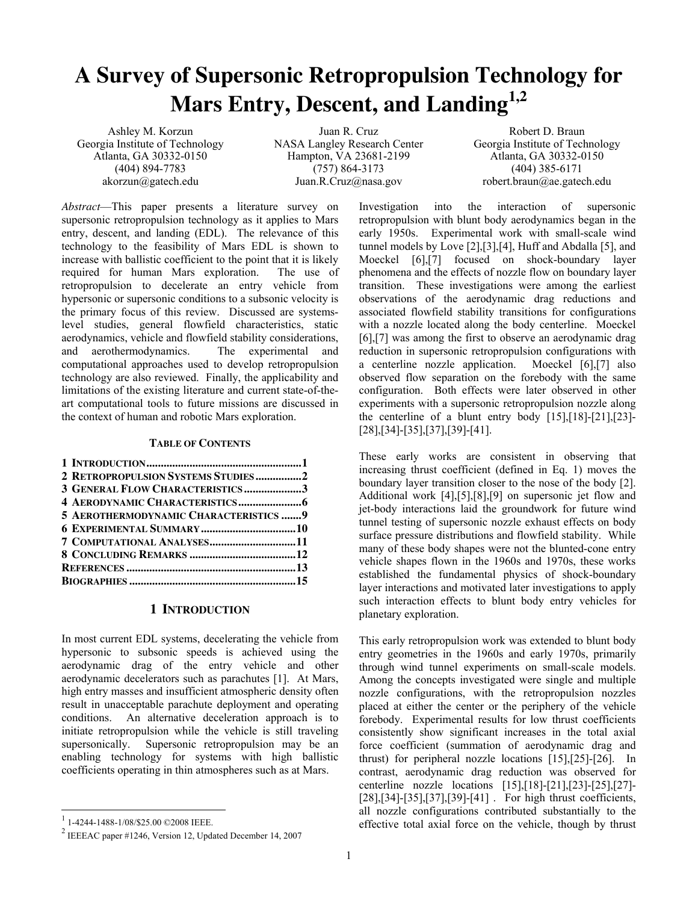# A Survey of Supersonic Retropropulsion Technology for Mars Entry, Descent, and Landing[1,2]

Ashley M. Korzun
Georgia Institute of Technology
Atlanta, GA 30332-0150
(404) 894-7783
akorzun@gatech.edu

Juan R. Cruz
NASA Langley Research Center
Hampton, VA 23681-2199
(757) 864-3173
Juan.R.Cruz@nasa.gov

Robert D. Braun
Georgia Institute of Technology
Atlanta, GA 30332-0150
(404) 385-6171
robert.braun@ae.gatech.edu

*Abstract*—This paper presents a literature survey on supersonic retropropulsion technology as it applies to Mars entry, descent, and landing (EDL). The relevance of this technology to the feasibility of Mars EDL is shown to increase with ballistic coefficient to the point that it is likely required for human Mars exploration. The use of retropropulsion to decelerate an entry vehicle from hypersonic or supersonic conditions to a subsonic velocity is the primary focus of this review. Discussed are systems-level studies, general flowfield characteristics, static aerodynamics, vehicle and flowfield stability considerations, and aerothermodynamics. The experimental and computational approaches used to develop retropropulsion technology are also reviewed. Finally, the applicability and limitations of the existing literature and current state-of-the-art computational tools to future missions are discussed in the context of human and robotic Mars exploration.

**TABLE OF CONTENTS**

1 INTRODUCTION .......... 1
2 RETROPROPULSION SYSTEMS STUDIES .......... 2
3 GENERAL FLOW CHARACTERISTICS .......... 3
4 AERODYNAMIC CHARACTERISTICS .......... 6
5 AEROTHERMODYNAMIC CHARACTERISTICS .......... 9
6 EXPERIMENTAL SUMMARY .......... 10
7 COMPUTATIONAL ANALYSES .......... 11
8 CONCLUDING REMARKS .......... 12
REFERENCES .......... 13
BIOGRAPHIES .......... 15

## 1 INTRODUCTION

In most current EDL systems, decelerating the vehicle from hypersonic to subsonic speeds is achieved using the aerodynamic drag of the entry vehicle and other aerodynamic decelerators such as parachutes [1]. At Mars, high entry masses and insufficient atmospheric density often result in unacceptable parachute deployment and operating conditions. An alternative deceleration approach is to initiate retropropulsion while the vehicle is still traveling supersonically. Supersonic retropropulsion may be an enabling technology for systems with high ballistic coefficients operating in thin atmospheres such as at Mars.

Investigation into the interaction of supersonic retropropulsion with blunt body aerodynamics began in the early 1950s. Experimental work with small-scale wind tunnel models by Love [2],[3],[4], Huff and Abdalla [5], and Moeckel [6],[7] focused on shock-boundary layer phenomena and the effects of nozzle flow on boundary layer transition. These investigations were among the earliest observations of the aerodynamic drag reductions and associated flowfield stability transitions for configurations with a nozzle located along the body centerline. Moeckel [6],[7] was among the first to observe an aerodynamic drag reduction in supersonic retropropulsion configurations with a centerline nozzle application. Moeckel [6],[7] also observed flow separation on the forebody with the same configuration. Both effects were later observed in other experiments with a supersonic retropropulsion nozzle along the centerline of a blunt entry body [15],[18]-[21],[23]-[28],[34]-[35],[37],[39]-[41].

These early works are consistent in observing that increasing thrust coefficient (defined in Eq. 1) moves the boundary layer transition closer to the nose of the body [2]. Additional work [4],[5],[8],[9] on supersonic jet flow and jet-body interactions laid the groundwork for future wind tunnel testing of supersonic nozzle exhaust effects on body surface pressure distributions and flowfield stability. While many of these body shapes were not the blunted-cone entry vehicle shapes flown in the 1960s and 1970s, these works established the fundamental physics of shock-boundary layer interactions and motivated later investigations to apply such interaction effects to blunt body entry vehicles for planetary exploration.

This early retropropulsion work was extended to blunt body entry geometries in the 1960s and early 1970s, primarily through wind tunnel experiments on small-scale models. Among the concepts investigated were single and multiple nozzle configurations, with the retropropulsion nozzles placed at either the center or the periphery of the vehicle forebody. Experimental results for low thrust coefficients consistently show significant increases in the total axial force coefficient (summation of aerodynamic drag and thrust) for peripheral nozzle locations [15],[25]-[26]. In contrast, aerodynamic drag reduction was observed for centerline nozzle locations [15],[18]-[21],[23]-[25],[27]-[28],[34]-[35],[37],[39]-[41]. For high thrust coefficients, all nozzle configurations contributed substantially to the effective total axial force on the vehicle, though by thrust

[1] 1-4244-1488-1/08/$25.00 ©2008 IEEE.

[2] IEEEAC paper #1246, Version 12, Updated December 14, 2007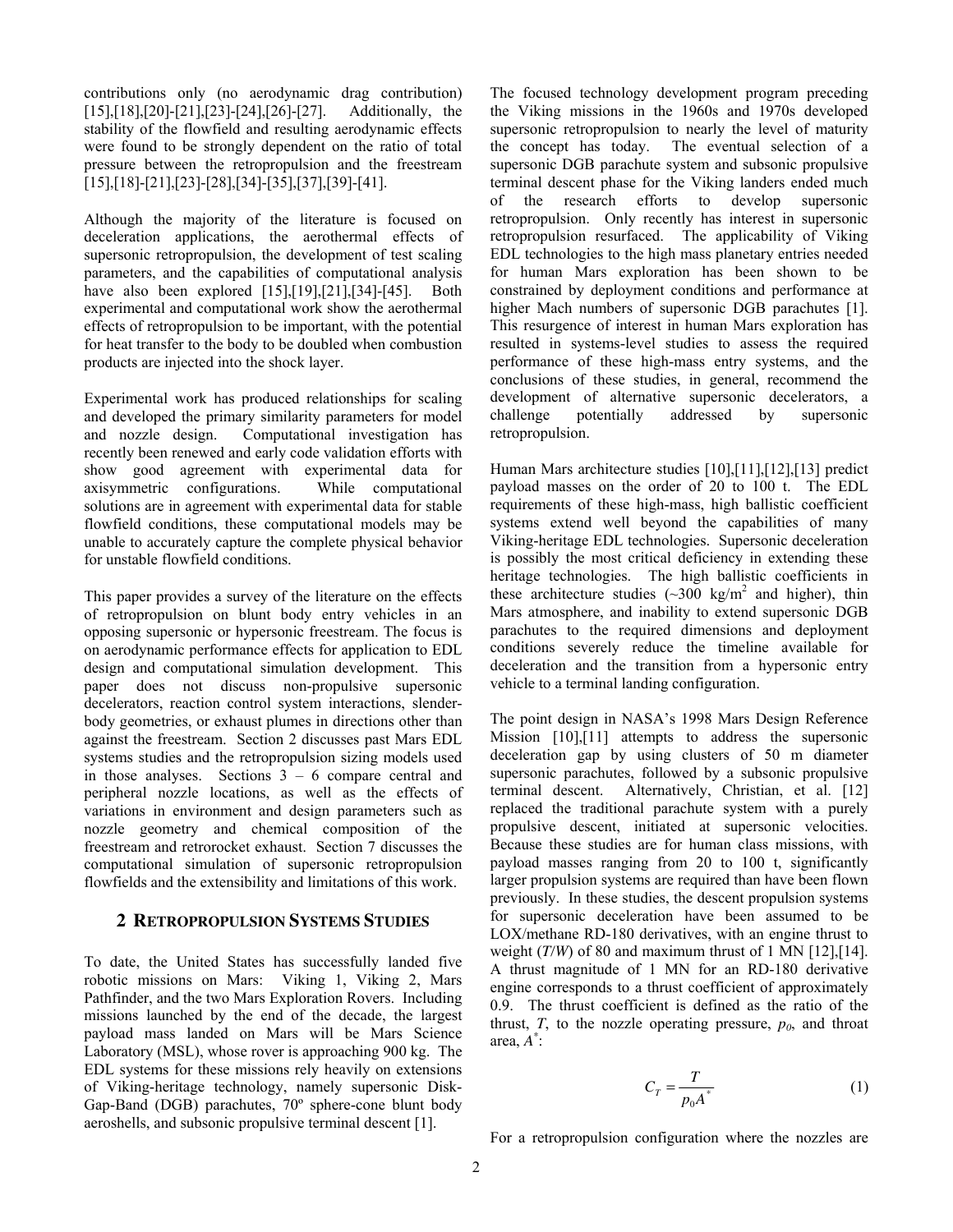contributions only (no aerodynamic drag contribution) [15],[18],[20]-[21],[23]-[24],[26]-[27]. Additionally, the stability of the flowfield and resulting aerodynamic effects were found to be strongly dependent on the ratio of total pressure between the retropropulsion and the freestream [15],[18]-[21],[23]-[28],[34]-[35],[37],[39]-[41].

Although the majority of the literature is focused on deceleration applications, the aerothermal effects of supersonic retropropulsion, the development of test scaling parameters, and the capabilities of computational analysis have also been explored [15],[19],[21],[34]-[45]. Both experimental and computational work show the aerothermal effects of retropropulsion to be important, with the potential for heat transfer to the body to be doubled when combustion products are injected into the shock layer.

Experimental work has produced relationships for scaling and developed the primary similarity parameters for model and nozzle design. Computational investigation has recently been renewed and early code validation efforts with show good agreement with experimental data for axisymmetric configurations. While computational solutions are in agreement with experimental data for stable flowfield conditions, these computational models may be unable to accurately capture the complete physical behavior for unstable flowfield conditions.

This paper provides a survey of the literature on the effects of retropropulsion on blunt body entry vehicles in an opposing supersonic or hypersonic freestream. The focus is on aerodynamic performance effects for application to EDL design and computational simulation development. This paper does not discuss non-propulsive supersonic decelerators, reaction control system interactions, slender-body geometries, or exhaust plumes in directions other than against the freestream. Section 2 discusses past Mars EDL systems studies and the retropropulsion sizing models used in those analyses. Sections 3 – 6 compare central and peripheral nozzle locations, as well as the effects of variations in environment and design parameters such as nozzle geometry and chemical composition of the freestream and retrorocket exhaust. Section 7 discusses the computational simulation of supersonic retropropulsion flowfields and the extensibility and limitations of this work.

## 2 RETROPROPULSION SYSTEMS STUDIES

To date, the United States has successfully landed five robotic missions on Mars: Viking 1, Viking 2, Mars Pathfinder, and the two Mars Exploration Rovers. Including missions launched by the end of the decade, the largest payload mass landed on Mars will be Mars Science Laboratory (MSL), whose rover is approaching 900 kg. The EDL systems for these missions rely heavily on extensions of Viking-heritage technology, namely supersonic Disk-Gap-Band (DGB) parachutes, 70º sphere-cone blunt body aeroshells, and subsonic propulsive terminal descent [1].

The focused technology development program preceding the Viking missions in the 1960s and 1970s developed supersonic retropropulsion to nearly the level of maturity the concept has today. The eventual selection of a supersonic DGB parachute system and subsonic propulsive terminal descent phase for the Viking landers ended much of the research efforts to develop supersonic retropropulsion. Only recently has interest in supersonic retropropulsion resurfaced. The applicability of Viking EDL technologies to the high mass planetary entries needed for human Mars exploration has been shown to be constrained by deployment conditions and performance at higher Mach numbers of supersonic DGB parachutes [1]. This resurgence of interest in human Mars exploration has resulted in systems-level studies to assess the required performance of these high-mass entry systems, and the conclusions of these studies, in general, recommend the development of alternative supersonic decelerators, a challenge potentially addressed by supersonic retropropulsion.

Human Mars architecture studies [10],[11],[12],[13] predict payload masses on the order of 20 to 100 t. The EDL requirements of these high-mass, high ballistic coefficient systems extend well beyond the capabilities of many Viking-heritage EDL technologies. Supersonic deceleration is possibly the most critical deficiency in extending these heritage technologies. The high ballistic coefficients in these architecture studies (~300 kg/m$^2$ and higher), thin Mars atmosphere, and inability to extend supersonic DGB parachutes to the required dimensions and deployment conditions severely reduce the timeline available for deceleration and the transition from a hypersonic entry vehicle to a terminal landing configuration.

The point design in NASA's 1998 Mars Design Reference Mission [10],[11] attempts to address the supersonic deceleration gap by using clusters of 50 m diameter supersonic parachutes, followed by a subsonic propulsive terminal descent. Alternatively, Christian, et al. [12] replaced the traditional parachute system with a purely propulsive descent, initiated at supersonic velocities. Because these studies are for human class missions, with payload masses ranging from 20 to 100 t, significantly larger propulsion systems are required than have been flown previously. In these studies, the descent propulsion systems for supersonic deceleration have been assumed to be LOX/methane RD-180 derivatives, with an engine thrust to weight ($T/W$) of 80 and maximum thrust of 1 MN [12],[14]. A thrust magnitude of 1 MN for an RD-180 derivative engine corresponds to a thrust coefficient of approximately 0.9. The thrust coefficient is defined as the ratio of the thrust, $T$, to the nozzle operating pressure, $p_0$, and throat area, $A^*$:

$$C_T = \frac{T}{p_0 A^*} \tag{1}$$

For a retropropulsion configuration where the nozzles are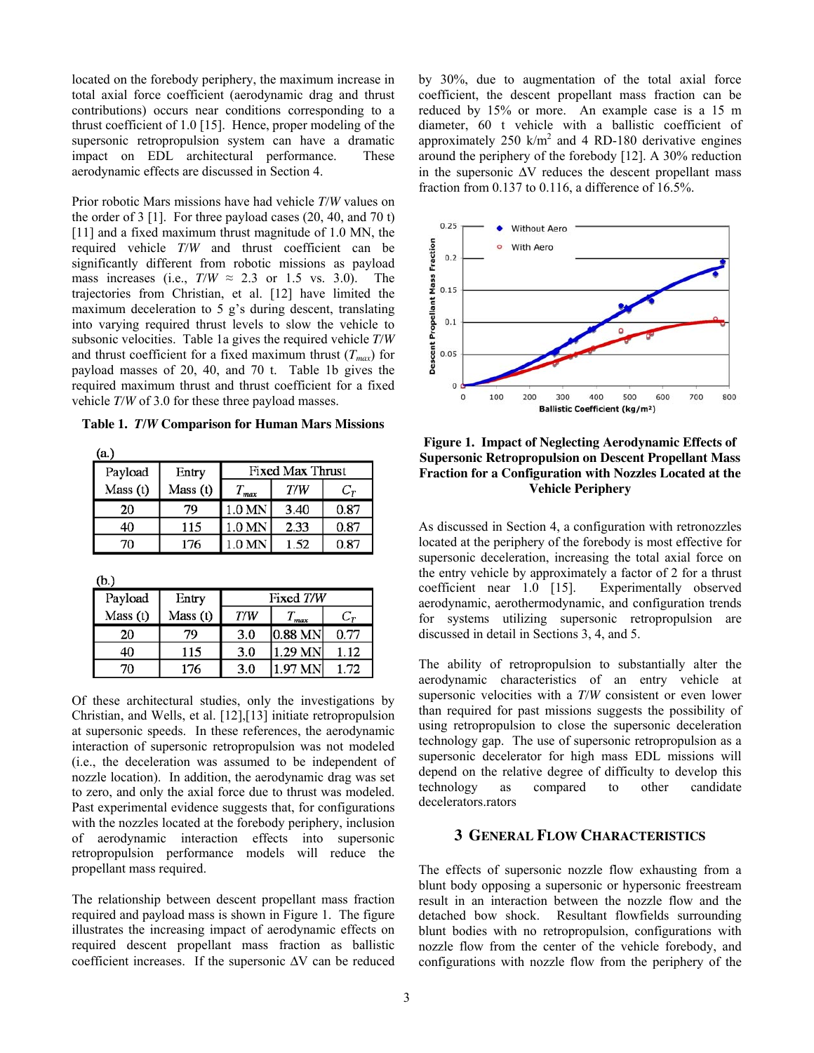located on the forebody periphery, the maximum increase in total axial force coefficient (aerodynamic drag and thrust contributions) occurs near conditions corresponding to a thrust coefficient of 1.0 [15]. Hence, proper modeling of the supersonic retropropulsion system can have a dramatic impact on EDL architectural performance. These aerodynamic effects are discussed in Section 4.

Prior robotic Mars missions have had vehicle *T*/*W* values on the order of 3 [1]. For three payload cases (20, 40, and 70 t) [11] and a fixed maximum thrust magnitude of 1.0 MN, the required vehicle *T*/*W* and thrust coefficient can be significantly different from robotic missions as payload mass increases (i.e., *T*/*W* ≈ 2.3 or 1.5 vs. 3.0). The trajectories from Christian, et al. [12] have limited the maximum deceleration to 5 g's during descent, translating into varying required thrust levels to slow the vehicle to subsonic velocities. Table 1a gives the required vehicle *T*/*W* and thrust coefficient for a fixed maximum thrust ($T_{max}$) for payload masses of 20, 40, and 70 t. Table 1b gives the required maximum thrust and thrust coefficient for a fixed vehicle *T*/*W* of 3.0 for these three payload masses.

**Table 1. *T*/*W* Comparison for Human Mars Missions**

(a.)

| Payload Mass (t) | Entry Mass (t) | Fixed Max Thrust | | |
|---|---|---|---|---|
| | | $T_{max}$ | $T/W$ | $C_T$ |
| 20 | 79 | 1.0 MN | 3.40 | 0.87 |
| 40 | 115 | 1.0 MN | 2.33 | 0.87 |
| 70 | 176 | 1.0 MN | 1.52 | 0.87 |

(b.)

| Payload Mass (t) | Entry Mass (t) | Fixed $T/W$ | | |
|---|---|---|---|---|
| | | $T/W$ | $T_{max}$ | $C_T$ |
| 20 | 79 | 3.0 | 0.88 MN | 0.77 |
| 40 | 115 | 3.0 | 1.29 MN | 1.12 |
| 70 | 176 | 3.0 | 1.97 MN | 1.72 |

Of these architectural studies, only the investigations by Christian, and Wells, et al. [12],[13] initiate retropropulsion at supersonic speeds. In these references, the aerodynamic interaction of supersonic retropropulsion was not modeled (i.e., the deceleration was assumed to be independent of nozzle location). In addition, the aerodynamic drag was set to zero, and only the axial force due to thrust was modeled. Past experimental evidence suggests that, for configurations with the nozzles located at the forebody periphery, inclusion of aerodynamic interaction effects into supersonic retropropulsion performance models will reduce the propellant mass required.

The relationship between descent propellant mass fraction required and payload mass is shown in Figure 1. The figure illustrates the increasing impact of aerodynamic effects on required descent propellant mass fraction as ballistic coefficient increases. If the supersonic ΔV can be reduced by 30%, due to augmentation of the total axial force coefficient, the descent propellant mass fraction can be reduced by 15% or more. An example case is a 15 m diameter, 60 t vehicle with a ballistic coefficient of approximately 250 k/m$^2$ and 4 RD-180 derivative engines around the periphery of the forebody [12]. A 30% reduction in the supersonic ΔV reduces the descent propellant mass fraction from 0.137 to 0.116, a difference of 16.5%.

**Figure 1. Impact of Neglecting Aerodynamic Effects of Supersonic Retropropulsion on Descent Propellant Mass Fraction for a Configuration with Nozzles Located at the Vehicle Periphery**

As discussed in Section 4, a configuration with retronozzles located at the periphery of the forebody is most effective for supersonic deceleration, increasing the total axial force on the entry vehicle by approximately a factor of 2 for a thrust coefficient near 1.0 [15]. Experimentally observed aerodynamic, aerothermodynamic, and configuration trends for systems utilizing supersonic retropropulsion are discussed in detail in Sections 3, 4, and 5.

The ability of retropropulsion to substantially alter the aerodynamic characteristics of an entry vehicle at supersonic velocities with a *T*/*W* consistent or even lower than required for past missions suggests the possibility of using retropropulsion to close the supersonic deceleration technology gap. The use of supersonic retropropulsion as a supersonic decelerator for high mass EDL missions will depend on the relative degree of difficulty to develop this technology as compared to other candidate decelerators.rators

## 3 General Flow Characteristics

The effects of supersonic nozzle flow exhausting from a blunt body opposing a supersonic or hypersonic freestream result in an interaction between the nozzle flow and the detached bow shock. Resultant flowfields surrounding blunt bodies with no retropropulsion, configurations with nozzle flow from the center of the vehicle forebody, and configurations with nozzle flow from the periphery of the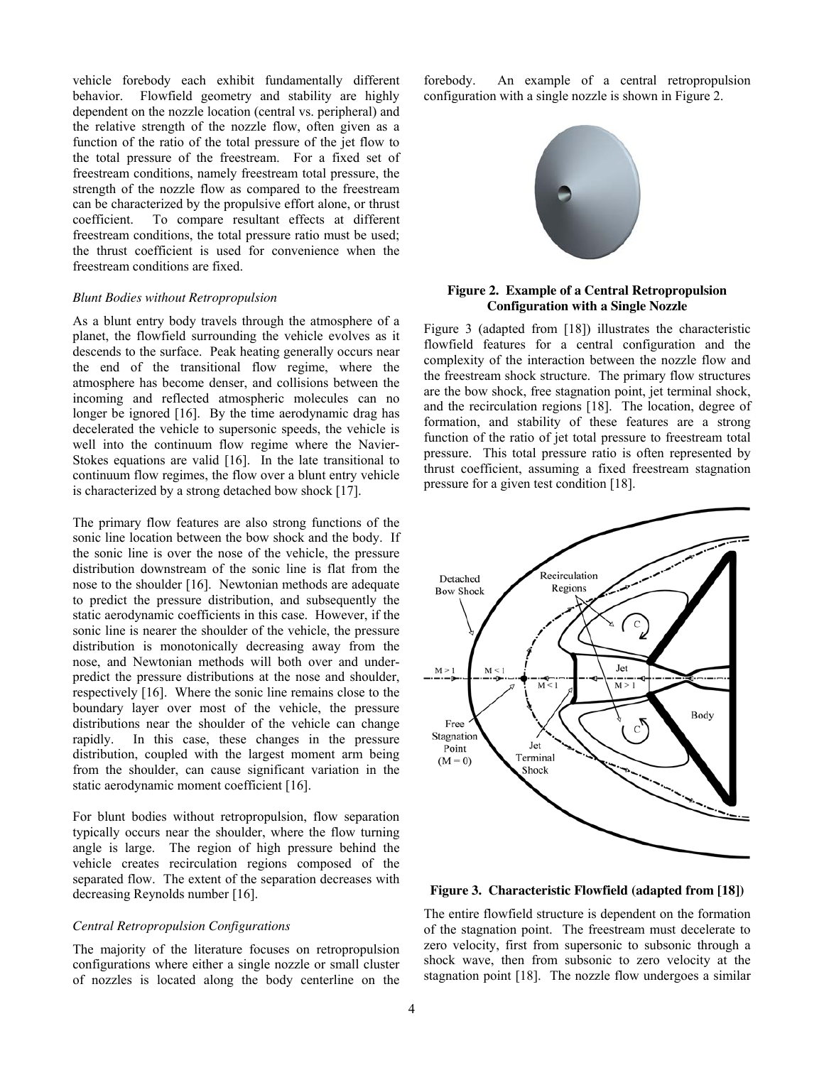vehicle forebody each exhibit fundamentally different behavior. Flowfield geometry and stability are highly dependent on the nozzle location (central vs. peripheral) and the relative strength of the nozzle flow, often given as a function of the ratio of the total pressure of the jet flow to the total pressure of the freestream. For a fixed set of freestream conditions, namely freestream total pressure, the strength of the nozzle flow as compared to the freestream can be characterized by the propulsive effort alone, or thrust coefficient. To compare resultant effects at different freestream conditions, the total pressure ratio must be used; the thrust coefficient is used for convenience when the freestream conditions are fixed.

*Blunt Bodies without Retropropulsion*

As a blunt entry body travels through the atmosphere of a planet, the flowfield surrounding the vehicle evolves as it descends to the surface. Peak heating generally occurs near the end of the transitional flow regime, where the atmosphere has become denser, and collisions between the incoming and reflected atmospheric molecules can no longer be ignored [16]. By the time aerodynamic drag has decelerated the vehicle to supersonic speeds, the vehicle is well into the continuum flow regime where the Navier-Stokes equations are valid [16]. In the late transitional to continuum flow regimes, the flow over a blunt entry vehicle is characterized by a strong detached bow shock [17].

The primary flow features are also strong functions of the sonic line location between the bow shock and the body. If the sonic line is over the nose of the vehicle, the pressure distribution downstream of the sonic line is flat from the nose to the shoulder [16]. Newtonian methods are adequate to predict the pressure distribution, and subsequently the static aerodynamic coefficients in this case. However, if the sonic line is nearer the shoulder of the vehicle, the pressure distribution is monotonically decreasing away from the nose, and Newtonian methods will both over and under-predict the pressure distributions at the nose and shoulder, respectively [16]. Where the sonic line remains close to the boundary layer over most of the vehicle, the pressure distributions near the shoulder of the vehicle can change rapidly. In this case, these changes in the pressure distribution, coupled with the largest moment arm being from the shoulder, can cause significant variation in the static aerodynamic moment coefficient [16].

For blunt bodies without retropropulsion, flow separation typically occurs near the shoulder, where the flow turning angle is large. The region of high pressure behind the vehicle creates recirculation regions composed of the separated flow. The extent of the separation decreases with decreasing Reynolds number [16].

*Central Retropropulsion Configurations*

The majority of the literature focuses on retropropulsion configurations where either a single nozzle or small cluster of nozzles is located along the body centerline on the forebody. An example of a central retropropulsion configuration with a single nozzle is shown in Figure 2.

**Figure 2. Example of a Central Retropropulsion Configuration with a Single Nozzle**

Figure 3 (adapted from [18]) illustrates the characteristic flowfield features for a central configuration and the complexity of the interaction between the nozzle flow and the freestream shock structure. The primary flow structures are the bow shock, free stagnation point, jet terminal shock, and the recirculation regions [18]. The location, degree of formation, and stability of these features are a strong function of the ratio of jet total pressure to freestream total pressure. This total pressure ratio is often represented by thrust coefficient, assuming a fixed freestream stagnation pressure for a given test condition [18].

**Figure 3. Characteristic Flowfield (adapted from [18])**

The entire flowfield structure is dependent on the formation of the stagnation point. The freestream must decelerate to zero velocity, first from supersonic to subsonic through a shock wave, then from subsonic to zero velocity at the stagnation point [18]. The nozzle flow undergoes a similar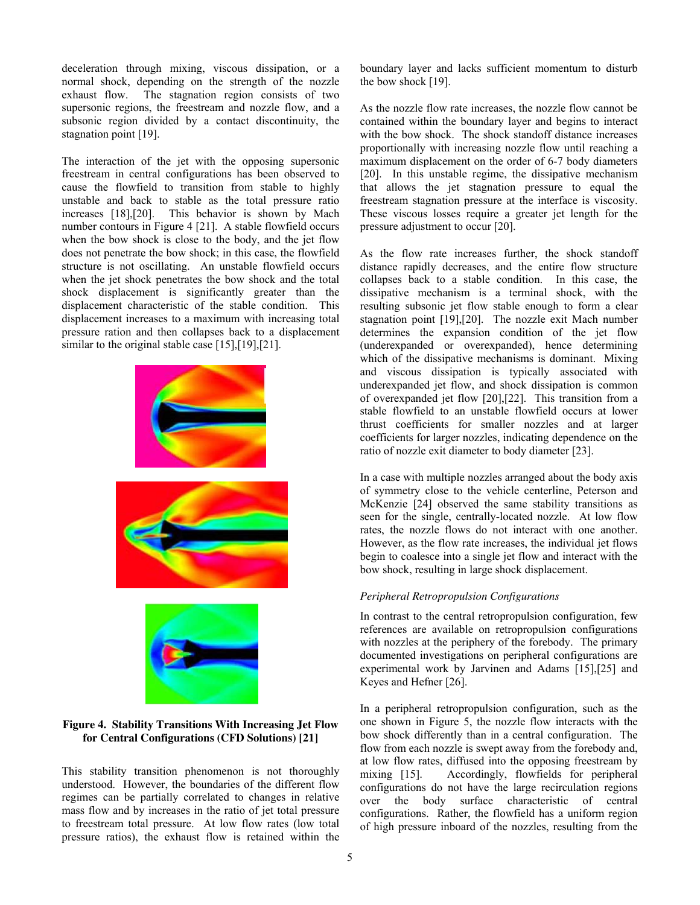deceleration through mixing, viscous dissipation, or a normal shock, depending on the strength of the nozzle exhaust flow. The stagnation region consists of two supersonic regions, the freestream and nozzle flow, and a subsonic region divided by a contact discontinuity, the stagnation point [19].

The interaction of the jet with the opposing supersonic freestream in central configurations has been observed to cause the flowfield to transition from stable to highly unstable and back to stable as the total pressure ratio increases [18],[20]. This behavior is shown by Mach number contours in Figure 4 [21]. A stable flowfield occurs when the bow shock is close to the body, and the jet flow does not penetrate the bow shock; in this case, the flowfield structure is not oscillating. An unstable flowfield occurs when the jet shock penetrates the bow shock and the total shock displacement is significantly greater than the displacement characteristic of the stable condition. This displacement increases to a maximum with increasing total pressure ration and then collapses back to a displacement similar to the original stable case [15],[19],[21].

**Figure 4. Stability Transitions With Increasing Jet Flow for Central Configurations (CFD Solutions) [21]**

This stability transition phenomenon is not thoroughly understood. However, the boundaries of the different flow regimes can be partially correlated to changes in relative mass flow and by increases in the ratio of jet total pressure to freestream total pressure. At low flow rates (low total pressure ratios), the exhaust flow is retained within the boundary layer and lacks sufficient momentum to disturb the bow shock [19].

As the nozzle flow rate increases, the nozzle flow cannot be contained within the boundary layer and begins to interact with the bow shock. The shock standoff distance increases proportionally with increasing nozzle flow until reaching a maximum displacement on the order of 6-7 body diameters [20]. In this unstable regime, the dissipative mechanism that allows the jet stagnation pressure to equal the freestream stagnation pressure at the interface is viscosity. These viscous losses require a greater jet length for the pressure adjustment to occur [20].

As the flow rate increases further, the shock standoff distance rapidly decreases, and the entire flow structure collapses back to a stable condition. In this case, the dissipative mechanism is a terminal shock, with the resulting subsonic jet flow stable enough to form a clear stagnation point [19],[20]. The nozzle exit Mach number determines the expansion condition of the jet flow (underexpanded or overexpanded), hence determining which of the dissipative mechanisms is dominant. Mixing and viscous dissipation is typically associated with underexpanded jet flow, and shock dissipation is common of overexpanded jet flow [20],[22]. This transition from a stable flowfield to an unstable flowfield occurs at lower thrust coefficients for smaller nozzles and at larger coefficients for larger nozzles, indicating dependence on the ratio of nozzle exit diameter to body diameter [23].

In a case with multiple nozzles arranged about the body axis of symmetry close to the vehicle centerline, Peterson and McKenzie [24] observed the same stability transitions as seen for the single, centrally-located nozzle. At low flow rates, the nozzle flows do not interact with one another. However, as the flow rate increases, the individual jet flows begin to coalesce into a single jet flow and interact with the bow shock, resulting in large shock displacement.

*Peripheral Retropropulsion Configurations*

In contrast to the central retropropulsion configuration, few references are available on retropropulsion configurations with nozzles at the periphery of the forebody. The primary documented investigations on peripheral configurations are experimental work by Jarvinen and Adams [15],[25] and Keyes and Hefner [26].

In a peripheral retropropulsion configuration, such as the one shown in Figure 5, the nozzle flow interacts with the bow shock differently than in a central configuration. The flow from each nozzle is swept away from the forebody and, at low flow rates, diffused into the opposing freestream by mixing [15]. Accordingly, flowfields for peripheral configurations do not have the large recirculation regions over the body surface characteristic of central configurations. Rather, the flowfield has a uniform region of high pressure inboard of the nozzles, resulting from the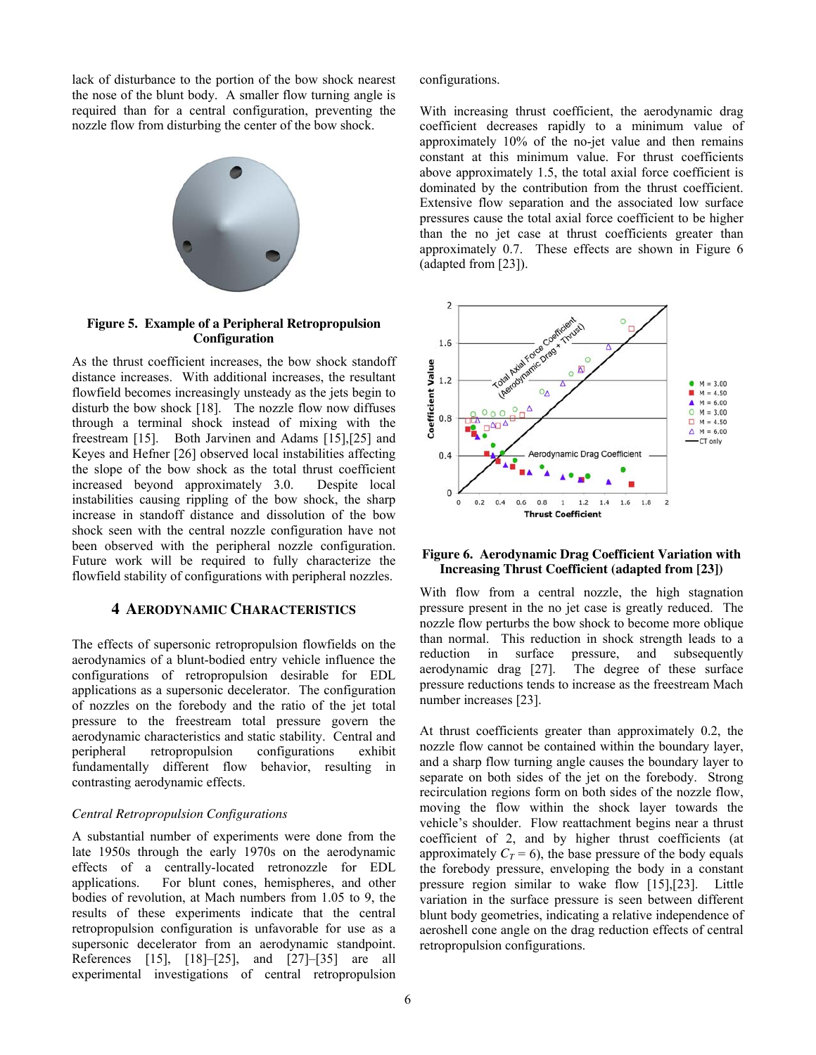lack of disturbance to the portion of the bow shock nearest the nose of the blunt body. A smaller flow turning angle is required than for a central configuration, preventing the nozzle flow from disturbing the center of the bow shock.

**Figure 5. Example of a Peripheral Retropropulsion Configuration**

As the thrust coefficient increases, the bow shock standoff distance increases. With additional increases, the resultant flowfield becomes increasingly unsteady as the jets begin to disturb the bow shock [18]. The nozzle flow now diffuses through a terminal shock instead of mixing with the freestream [15]. Both Jarvinen and Adams [15],[25] and Keyes and Hefner [26] observed local instabilities affecting the slope of the bow shock as the total thrust coefficient increased beyond approximately 3.0. Despite local instabilities causing rippling of the bow shock, the sharp increase in standoff distance and dissolution of the bow shock seen with the central nozzle configuration have not been observed with the peripheral nozzle configuration. Future work will be required to fully characterize the flowfield stability of configurations with peripheral nozzles.

## 4 Aerodynamic Characteristics

The effects of supersonic retropropulsion flowfields on the aerodynamics of a blunt-bodied entry vehicle influence the configurations of retropropulsion desirable for EDL applications as a supersonic decelerator. The configuration of nozzles on the forebody and the ratio of the jet total pressure to the freestream total pressure govern the aerodynamic characteristics and static stability. Central and peripheral retropropulsion configurations exhibit fundamentally different flow behavior, resulting in contrasting aerodynamic effects.

*Central Retropropulsion Configurations*

A substantial number of experiments were done from the late 1950s through the early 1970s on the aerodynamic effects of a centrally-located retronozzle for EDL applications. For blunt cones, hemispheres, and other bodies of revolution, at Mach numbers from 1.05 to 9, the results of these experiments indicate that the central retropropulsion configuration is unfavorable for use as a supersonic decelerator from an aerodynamic standpoint. References [15], [18]–[25], and [27]–[35] are all experimental investigations of central retropropulsion configurations.

With increasing thrust coefficient, the aerodynamic drag coefficient decreases rapidly to a minimum value of approximately 10% of the no-jet value and then remains constant at this minimum value. For thrust coefficients above approximately 1.5, the total axial force coefficient is dominated by the contribution from the thrust coefficient. Extensive flow separation and the associated low surface pressures cause the total axial force coefficient to be higher than the no jet case at thrust coefficients greater than approximately 0.7. These effects are shown in Figure 6 (adapted from [23]).

**Figure 6. Aerodynamic Drag Coefficient Variation with Increasing Thrust Coefficient (adapted from [23])**

With flow from a central nozzle, the high stagnation pressure present in the no jet case is greatly reduced. The nozzle flow perturbs the bow shock to become more oblique than normal. This reduction in shock strength leads to a reduction in surface pressure, and subsequently aerodynamic drag [27]. The degree of these surface pressure reductions tends to increase as the freestream Mach number increases [23].

At thrust coefficients greater than approximately 0.2, the nozzle flow cannot be contained within the boundary layer, and a sharp flow turning angle causes the boundary layer to separate on both sides of the jet on the forebody. Strong recirculation regions form on both sides of the nozzle flow, moving the flow within the shock layer towards the vehicle's shoulder. Flow reattachment begins near a thrust coefficient of 2, and by higher thrust coefficients (at approximately $C_T = 6$), the base pressure of the body equals the forebody pressure, enveloping the body in a constant pressure region similar to wake flow [15],[23]. Little variation in the surface pressure is seen between different blunt body geometries, indicating a relative independence of aeroshell cone angle on the drag reduction effects of central retropropulsion configurations.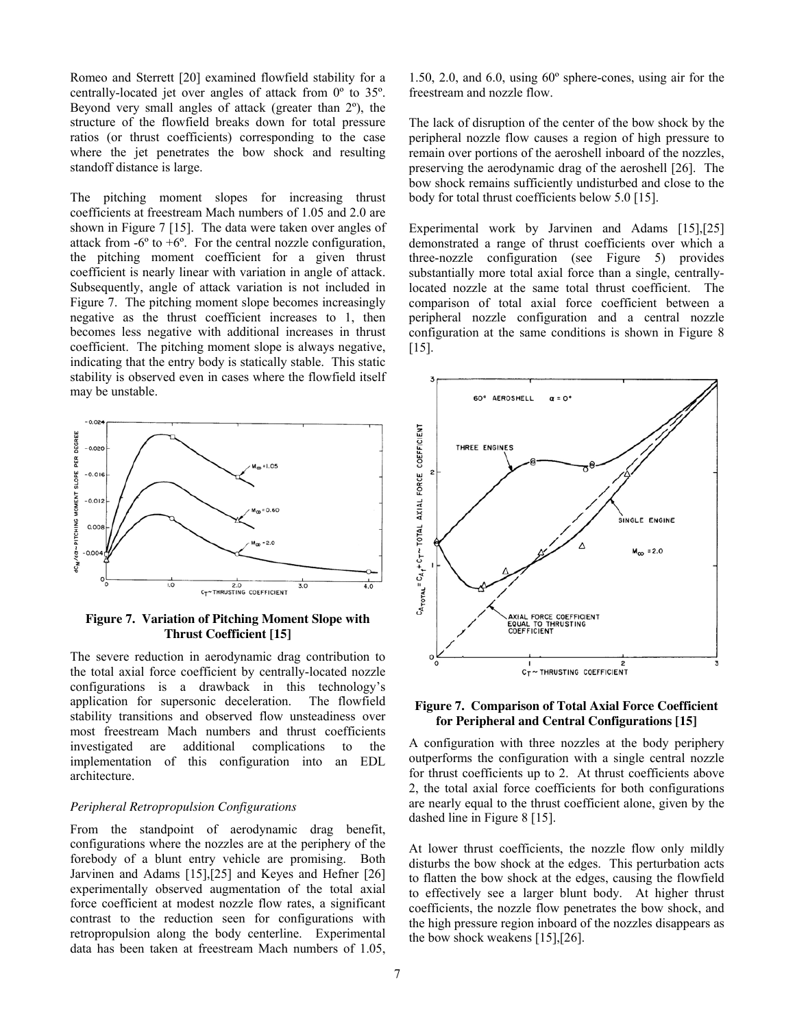Romeo and Sterrett [20] examined flowfield stability for a centrally-located jet over angles of attack from 0º to 35º. Beyond very small angles of attack (greater than 2º), the structure of the flowfield breaks down for total pressure ratios (or thrust coefficients) corresponding to the case where the jet penetrates the bow shock and resulting standoff distance is large.

The pitching moment slopes for increasing thrust coefficients at freestream Mach numbers of 1.05 and 2.0 are shown in Figure 7 [15]. The data were taken over angles of attack from -6º to +6º. For the central nozzle configuration, the pitching moment coefficient for a given thrust coefficient is nearly linear with variation in angle of attack. Subsequently, angle of attack variation is not included in Figure 7. The pitching moment slope becomes increasingly negative as the thrust coefficient increases to 1, then becomes less negative with additional increases in thrust coefficient. The pitching moment slope is always negative, indicating that the entry body is statically stable. This static stability is observed even in cases where the flowfield itself may be unstable.

**Figure 7. Variation of Pitching Moment Slope with Thrust Coefficient [15]**

The severe reduction in aerodynamic drag contribution to the total axial force coefficient by centrally-located nozzle configurations is a drawback in this technology's application for supersonic deceleration. The flowfield stability transitions and observed flow unsteadiness over most freestream Mach numbers and thrust coefficients investigated are additional complications to the implementation of this configuration into an EDL architecture.

*Peripheral Retropropulsion Configurations*

From the standpoint of aerodynamic drag benefit, configurations where the nozzles are at the periphery of the forebody of a blunt entry vehicle are promising. Both Jarvinen and Adams [15],[25] and Keyes and Hefner [26] experimentally observed augmentation of the total axial force coefficient at modest nozzle flow rates, a significant contrast to the reduction seen for configurations with retropropulsion along the body centerline. Experimental data has been taken at freestream Mach numbers of 1.05, 1.50, 2.0, and 6.0, using 60º sphere-cones, using air for the freestream and nozzle flow.

The lack of disruption of the center of the bow shock by the peripheral nozzle flow causes a region of high pressure to remain over portions of the aeroshell inboard of the nozzles, preserving the aerodynamic drag of the aeroshell [26]. The bow shock remains sufficiently undisturbed and close to the body for total thrust coefficients below 5.0 [15].

Experimental work by Jarvinen and Adams [15],[25] demonstrated a range of thrust coefficients over which a three-nozzle configuration (see Figure 5) provides substantially more total axial force than a single, centrally-located nozzle at the same total thrust coefficient. The comparison of total axial force coefficient between a peripheral nozzle configuration and a central nozzle configuration at the same conditions is shown in Figure 8 [15].

**Figure 7. Comparison of Total Axial Force Coefficient for Peripheral and Central Configurations [15]**

A configuration with three nozzles at the body periphery outperforms the configuration with a single central nozzle for thrust coefficients up to 2. At thrust coefficients above 2, the total axial force coefficients for both configurations are nearly equal to the thrust coefficient alone, given by the dashed line in Figure 8 [15].

At lower thrust coefficients, the nozzle flow only mildly disturbs the bow shock at the edges. This perturbation acts to flatten the bow shock at the edges, causing the flowfield to effectively see a larger blunt body. At higher thrust coefficients, the nozzle flow penetrates the bow shock, and the high pressure region inboard of the nozzles disappears as the bow shock weakens [15],[26].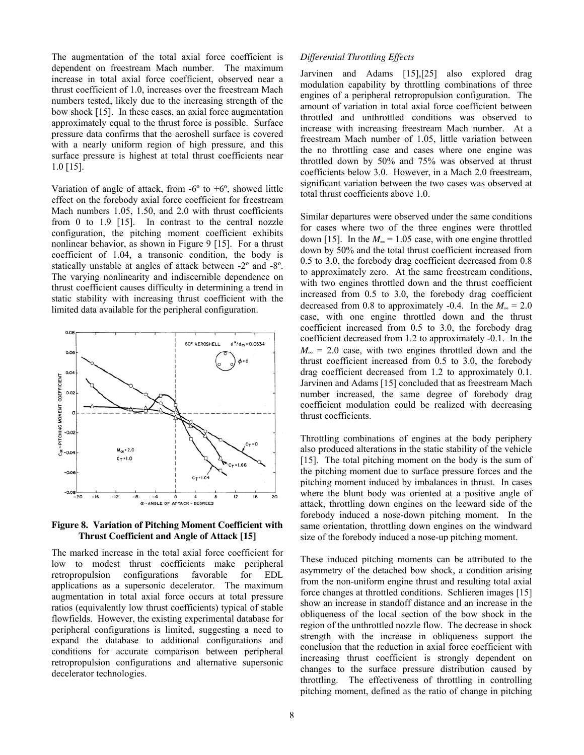The augmentation of the total axial force coefficient is dependent on freestream Mach number. The maximum increase in total axial force coefficient, observed near a thrust coefficient of 1.0, increases over the freestream Mach numbers tested, likely due to the increasing strength of the bow shock [15]. In these cases, an axial force augmentation approximately equal to the thrust force is possible. Surface pressure data confirms that the aeroshell surface is covered with a nearly uniform region of high pressure, and this surface pressure is highest at total thrust coefficients near 1.0 [15].

Variation of angle of attack, from -6º to +6º, showed little effect on the forebody axial force coefficient for freestream Mach numbers 1.05, 1.50, and 2.0 with thrust coefficients from 0 to 1.9 [15]. In contrast to the central nozzle configuration, the pitching moment coefficient exhibits nonlinear behavior, as shown in Figure 9 [15]. For a thrust coefficient of 1.04, a transonic condition, the body is statically unstable at angles of attack between -2º and -8º. The varying nonlinearity and indiscernible dependence on thrust coefficient causes difficulty in determining a trend in static stability with increasing thrust coefficient with the limited data available for the peripheral configuration.

**Figure 8. Variation of Pitching Moment Coefficient with Thrust Coefficient and Angle of Attack [15]**

The marked increase in the total axial force coefficient for low to modest thrust coefficients make peripheral retropropulsion configurations favorable for EDL applications as a supersonic decelerator. The maximum augmentation in total axial force occurs at total pressure ratios (equivalently low thrust coefficients) typical of stable flowfields. However, the existing experimental database for peripheral configurations is limited, suggesting a need to expand the database to additional configurations and conditions for accurate comparison between peripheral retropropulsion configurations and alternative supersonic decelerator technologies.

*Differential Throttling Effects*

Jarvinen and Adams [15],[25] also explored drag modulation capability by throttling combinations of three engines of a peripheral retropropulsion configuration. The amount of variation in total axial force coefficient between throttled and unthrottled conditions was observed to increase with increasing freestream Mach number. At a freestream Mach number of 1.05, little variation between the no throttling case and cases where one engine was throttled down by 50% and 75% was observed at thrust coefficients below 3.0. However, in a Mach 2.0 freestream, significant variation between the two cases was observed at total thrust coefficients above 1.0.

Similar departures were observed under the same conditions for cases where two of the three engines were throttled down [15]. In the $M_\infty = 1.05$ case, with one engine throttled down by 50% and the total thrust coefficient increased from 0.5 to 3.0, the forebody drag coefficient decreased from 0.8 to approximately zero. At the same freestream conditions, with two engines throttled down and the thrust coefficient increased from 0.5 to 3.0, the forebody drag coefficient decreased from 0.8 to approximately -0.4. In the $M_\infty = 2.0$ case, with one engine throttled down and the thrust coefficient increased from 0.5 to 3.0, the forebody drag coefficient decreased from 1.2 to approximately -0.1. In the $M_\infty = 2.0$ case, with two engines throttled down and the thrust coefficient increased from 0.5 to 3.0, the forebody drag coefficient decreased from 1.2 to approximately 0.1. Jarvinen and Adams [15] concluded that as freestream Mach number increased, the same degree of forebody drag coefficient modulation could be realized with decreasing thrust coefficients.

Throttling combinations of engines at the body periphery also produced alterations in the static stability of the vehicle [15]. The total pitching moment on the body is the sum of the pitching moment due to surface pressure forces and the pitching moment induced by imbalances in thrust. In cases where the blunt body was oriented at a positive angle of attack, throttling down engines on the leeward side of the forebody induced a nose-down pitching moment. In the same orientation, throttling down engines on the windward size of the forebody induced a nose-up pitching moment.

These induced pitching moments can be attributed to the asymmetry of the detached bow shock, a condition arising from the non-uniform engine thrust and resulting total axial force changes at throttled conditions. Schlieren images [15] show an increase in standoff distance and an increase in the obliqueness of the local section of the bow shock in the region of the unthrottled nozzle flow. The decrease in shock strength with the increase in obliqueness support the conclusion that the reduction in axial force coefficient with increasing thrust coefficient is strongly dependent on changes to the surface pressure distribution caused by throttling. The effectiveness of throttling in controlling pitching moment, defined as the ratio of change in pitching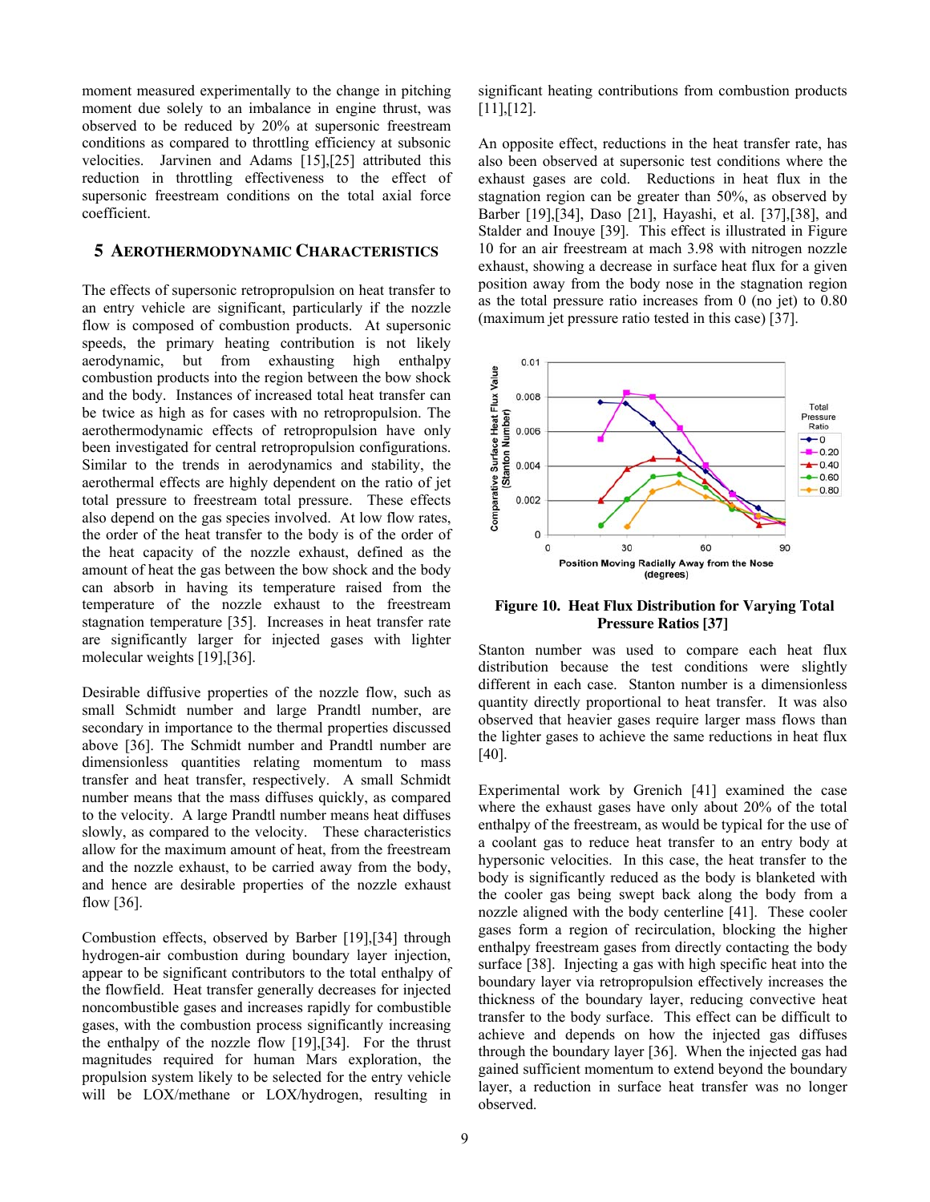moment measured experimentally to the change in pitching moment due solely to an imbalance in engine thrust, was observed to be reduced by 20% at supersonic freestream conditions as compared to throttling efficiency at subsonic velocities. Jarvinen and Adams [15],[25] attributed this reduction in throttling effectiveness to the effect of supersonic freestream conditions on the total axial force coefficient.

## 5 AEROTHERMODYNAMIC CHARACTERISTICS

The effects of supersonic retropropulsion on heat transfer to an entry vehicle are significant, particularly if the nozzle flow is composed of combustion products. At supersonic speeds, the primary heating contribution is not likely aerodynamic, but from exhausting high enthalpy combustion products into the region between the bow shock and the body. Instances of increased total heat transfer can be twice as high as for cases with no retropropulsion. The aerothermodynamic effects of retropropulsion have only been investigated for central retropropulsion configurations. Similar to the trends in aerodynamics and stability, the aerothermal effects are highly dependent on the ratio of jet total pressure to freestream total pressure. These effects also depend on the gas species involved. At low flow rates, the order of the heat transfer to the body is of the order of the heat capacity of the nozzle exhaust, defined as the amount of heat the gas between the bow shock and the body can absorb in having its temperature raised from the temperature of the nozzle exhaust to the freestream stagnation temperature [35]. Increases in heat transfer rate are significantly larger for injected gases with lighter molecular weights [19],[36].

Desirable diffusive properties of the nozzle flow, such as small Schmidt number and large Prandtl number, are secondary in importance to the thermal properties discussed above [36]. The Schmidt number and Prandtl number are dimensionless quantities relating momentum to mass transfer and heat transfer, respectively. A small Schmidt number means that the mass diffuses quickly, as compared to the velocity. A large Prandtl number means heat diffuses slowly, as compared to the velocity. These characteristics allow for the maximum amount of heat, from the freestream and the nozzle exhaust, to be carried away from the body, and hence are desirable properties of the nozzle exhaust flow [36].

Combustion effects, observed by Barber [19],[34] through hydrogen-air combustion during boundary layer injection, appear to be significant contributors to the total enthalpy of the flowfield. Heat transfer generally decreases for injected noncombustible gases and increases rapidly for combustible gases, with the combustion process significantly increasing the enthalpy of the nozzle flow [19],[34]. For the thrust magnitudes required for human Mars exploration, the propulsion system likely to be selected for the entry vehicle will be LOX/methane or LOX/hydrogen, resulting in significant heating contributions from combustion products [11],[12].

An opposite effect, reductions in the heat transfer rate, has also been observed at supersonic test conditions where the exhaust gases are cold. Reductions in heat flux in the stagnation region can be greater than 50%, as observed by Barber [19],[34], Daso [21], Hayashi, et al. [37],[38], and Stalder and Inouye [39]. This effect is illustrated in Figure 10 for an air freestream at mach 3.98 with nitrogen nozzle exhaust, showing a decrease in surface heat flux for a given position away from the body nose in the stagnation region as the total pressure ratio increases from 0 (no jet) to 0.80 (maximum jet pressure ratio tested in this case) [37].

**Figure 10. Heat Flux Distribution for Varying Total Pressure Ratios [37]**

Stanton number was used to compare each heat flux distribution because the test conditions were slightly different in each case. Stanton number is a dimensionless quantity directly proportional to heat transfer. It was also observed that heavier gases require larger mass flows than the lighter gases to achieve the same reductions in heat flux [40].

Experimental work by Grenich [41] examined the case where the exhaust gases have only about 20% of the total enthalpy of the freestream, as would be typical for the use of a coolant gas to reduce heat transfer to an entry body at hypersonic velocities. In this case, the heat transfer to the body is significantly reduced as the body is blanketed with the cooler gas being swept back along the body from a nozzle aligned with the body centerline [41]. These cooler gases form a region of recirculation, blocking the higher enthalpy freestream gases from directly contacting the body surface [38]. Injecting a gas with high specific heat into the boundary layer via retropropulsion effectively increases the thickness of the boundary layer, reducing convective heat transfer to the body surface. This effect can be difficult to achieve and depends on how the injected gas diffuses through the boundary layer [36]. When the injected gas had gained sufficient momentum to extend beyond the boundary layer, a reduction in surface heat transfer was no longer observed.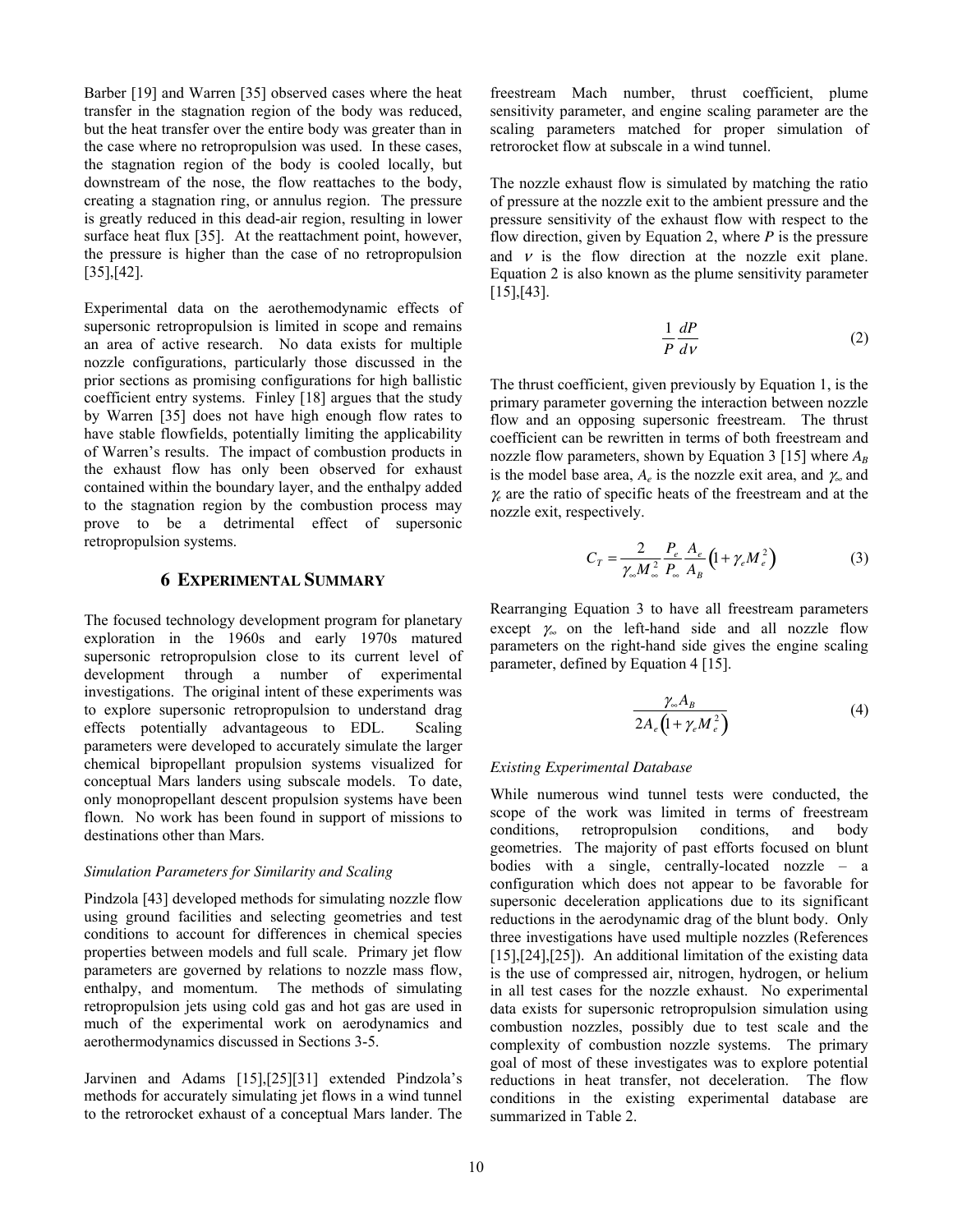Barber [19] and Warren [35] observed cases where the heat transfer in the stagnation region of the body was reduced, but the heat transfer over the entire body was greater than in the case where no retropropulsion was used. In these cases, the stagnation region of the body is cooled locally, but downstream of the nose, the flow reattaches to the body, creating a stagnation ring, or annulus region. The pressure is greatly reduced in this dead-air region, resulting in lower surface heat flux [35]. At the reattachment point, however, the pressure is higher than the case of no retropropulsion [35],[42].

Experimental data on the aerothemodynamic effects of supersonic retropropulsion is limited in scope and remains an area of active research. No data exists for multiple nozzle configurations, particularly those discussed in the prior sections as promising configurations for high ballistic coefficient entry systems. Finley [18] argues that the study by Warren [35] does not have high enough flow rates to have stable flowfields, potentially limiting the applicability of Warren's results. The impact of combustion products in the exhaust flow has only been observed for exhaust contained within the boundary layer, and the enthalpy added to the stagnation region by the combustion process may prove to be a detrimental effect of supersonic retropropulsion systems.

## 6 Experimental Summary

The focused technology development program for planetary exploration in the 1960s and early 1970s matured supersonic retropropulsion close to its current level of development through a number of experimental investigations. The original intent of these experiments was to explore supersonic retropropulsion to understand drag effects potentially advantageous to EDL. Scaling parameters were developed to accurately simulate the larger chemical bipropellant propulsion systems visualized for conceptual Mars landers using subscale models. To date, only monopropellant descent propulsion systems have been flown. No work has been found in support of missions to destinations other than Mars.

*Simulation Parameters for Similarity and Scaling*

Pindzola [43] developed methods for simulating nozzle flow using ground facilities and selecting geometries and test conditions to account for differences in chemical species properties between models and full scale. Primary jet flow parameters are governed by relations to nozzle mass flow, enthalpy, and momentum. The methods of simulating retropropulsion jets using cold gas and hot gas are used in much of the experimental work on aerodynamics and aerothermodynamics discussed in Sections 3-5.

Jarvinen and Adams [15],[25][31] extended Pindzola's methods for accurately simulating jet flows in a wind tunnel to the retrorocket exhaust of a conceptual Mars lander. The freestream Mach number, thrust coefficient, plume sensitivity parameter, and engine scaling parameter are the scaling parameters matched for proper simulation of retrorocket flow at subscale in a wind tunnel.

The nozzle exhaust flow is simulated by matching the ratio of pressure at the nozzle exit to the ambient pressure and the pressure sensitivity of the exhaust flow with respect to the flow direction, given by Equation 2, where $P$ is the pressure and $\nu$ is the flow direction at the nozzle exit plane. Equation 2 is also known as the plume sensitivity parameter [15],[43].

$$\frac{1}{P}\frac{dP}{d\nu} \tag{2}$$

The thrust coefficient, given previously by Equation 1, is the primary parameter governing the interaction between nozzle flow and an opposing supersonic freestream. The thrust coefficient can be rewritten in terms of both freestream and nozzle flow parameters, shown by Equation 3 [15] where $A_B$ is the model base area, $A_e$ is the nozzle exit area, and $\gamma_\infty$ and $\gamma_e$ are the ratio of specific heats of the freestream and at the nozzle exit, respectively.

$$C_T = \frac{2}{\gamma_\infty M_\infty^2}\frac{P_e}{P_\infty}\frac{A_e}{A_B}\left(1+\gamma_e M_e^2\right) \tag{3}$$

Rearranging Equation 3 to have all freestream parameters except $\gamma_\infty$ on the left-hand side and all nozzle flow parameters on the right-hand side gives the engine scaling parameter, defined by Equation 4 [15].

$$\frac{\gamma_\infty A_B}{2A_e\left(1+\gamma_e M_e^2\right)} \tag{4}$$

*Existing Experimental Database*

While numerous wind tunnel tests were conducted, the scope of the work was limited in terms of freestream conditions, retropropulsion conditions, and body geometries. The majority of past efforts focused on blunt bodies with a single, centrally-located nozzle – a configuration which does not appear to be favorable for supersonic deceleration applications due to its significant reductions in the aerodynamic drag of the blunt body. Only three investigations have used multiple nozzles (References [15],[24],[25]). An additional limitation of the existing data is the use of compressed air, nitrogen, hydrogen, or helium in all test cases for the nozzle exhaust. No experimental data exists for supersonic retropropulsion simulation using combustion nozzles, possibly due to test scale and the complexity of combustion nozzle systems. The primary goal of most of these investigates was to explore potential reductions in heat transfer, not deceleration. The flow conditions in the existing experimental database are summarized in Table 2.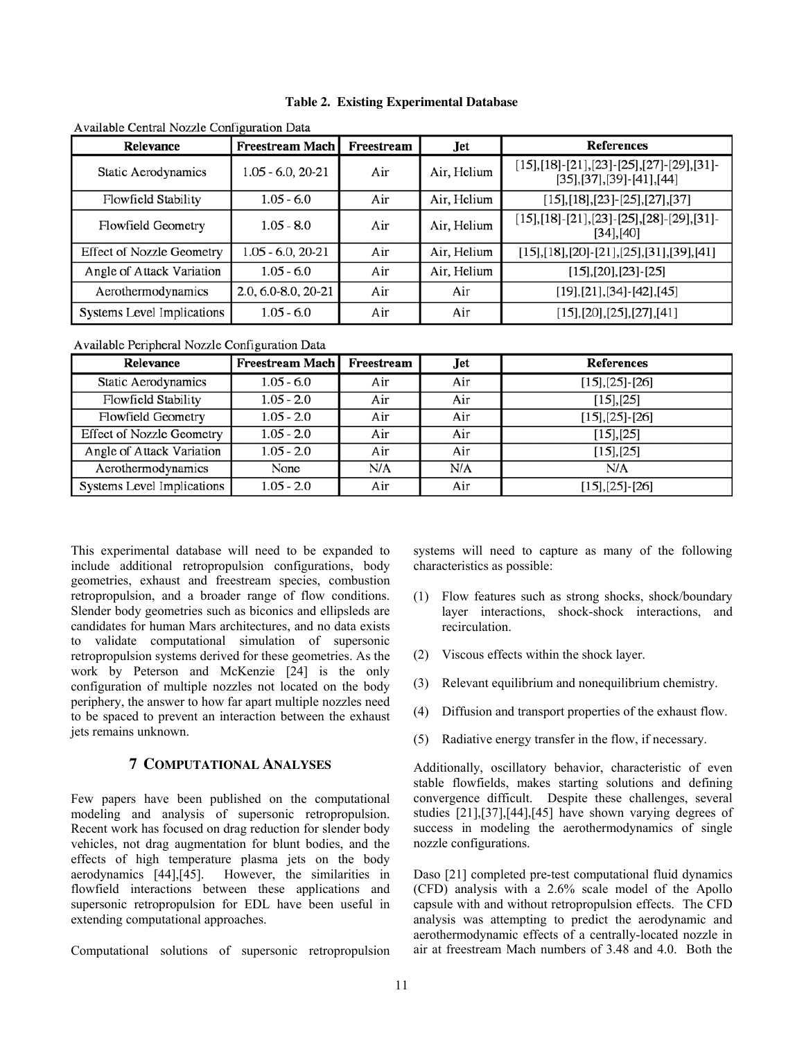**Table 2. Existing Experimental Database**

Available Central Nozzle Configuration Data

| Relevance | Freestream Mach | Freestream | Jet | References |
|---|---|---|---|---|
| Static Aerodynamics | 1.05 - 6.0, 20-21 | Air | Air, Helium | [15],[18]-[21],[23]-[25],[27]-[29],[31]-[35],[37],[39]-[41],[44] |
| Flowfield Stability | 1.05 - 6.0 | Air | Air, Helium | [15],[18],[23]-[25],[27],[37] |
| Flowfield Geometry | 1.05 - 8.0 | Air | Air, Helium | [15],[18]-[21],[23]-[25],[28]-[29],[31]-[34],[40] |
| Effect of Nozzle Geometry | 1.05 - 6.0, 20-21 | Air | Air, Helium | [15],[18],[20]-[21],[25],[31],[39],[41] |
| Angle of Attack Variation | 1.05 - 6.0 | Air | Air, Helium | [15],[20],[23]-[25] |
| Aerothermodynamics | 2.0, 6.0-8.0, 20-21 | Air | Air | [19],[21],[34]-[42],[45] |
| Systems Level Implications | 1.05 - 6.0 | Air | Air | [15],[20],[25],[27],[41] |

Available Peripheral Nozzle Configuration Data

| Relevance | Freestream Mach | Freestream | Jet | References |
|---|---|---|---|---|
| Static Aerodynamics | 1.05 - 6.0 | Air | Air | [15],[25]-[26] |
| Flowfield Stability | 1.05 - 2.0 | Air | Air | [15],[25] |
| Flowfield Geometry | 1.05 - 2.0 | Air | Air | [15],[25]-[26] |
| Effect of Nozzle Geometry | 1.05 - 2.0 | Air | Air | [15],[25] |
| Angle of Attack Variation | 1.05 - 2.0 | Air | Air | [15],[25] |
| Aerothermodynamics | None | N/A | N/A | N/A |
| Systems Level Implications | 1.05 - 2.0 | Air | Air | [15],[25]-[26] |

This experimental database will need to be expanded to include additional retropropulsion configurations, body geometries, exhaust and freestream species, combustion retropropulsion, and a broader range of flow conditions. Slender body geometries such as biconics and ellipsleds are candidates for human Mars architectures, and no data exists to validate computational simulation of supersonic retropropulsion systems derived for these geometries. As the work by Peterson and McKenzie [24] is the only configuration of multiple nozzles not located on the body periphery, the answer to how far apart multiple nozzles need to be spaced to prevent an interaction between the exhaust jets remains unknown.

## 7 Computational Analyses

Few papers have been published on the computational modeling and analysis of supersonic retropropulsion. Recent work has focused on drag reduction for slender body vehicles, not drag augmentation for blunt bodies, and the effects of high temperature plasma jets on the body aerodynamics [44],[45]. However, the similarities in flowfield interactions between these applications and supersonic retropropulsion for EDL have been useful in extending computational approaches.

Computational solutions of supersonic retropropulsion systems will need to capture as many of the following characteristics as possible:

(1) Flow features such as strong shocks, shock/boundary layer interactions, shock-shock interactions, and recirculation.

(2) Viscous effects within the shock layer.

(3) Relevant equilibrium and nonequilibrium chemistry.

(4) Diffusion and transport properties of the exhaust flow.

(5) Radiative energy transfer in the flow, if necessary.

Additionally, oscillatory behavior, characteristic of even stable flowfields, makes starting solutions and defining convergence difficult. Despite these challenges, several studies [21],[37],[44],[45] have shown varying degrees of success in modeling the aerothermodynamics of single nozzle configurations.

Daso [21] completed pre-test computational fluid dynamics (CFD) analysis with a 2.6% scale model of the Apollo capsule with and without retropropulsion effects. The CFD analysis was attempting to predict the aerodynamic and aerothermodynamic effects of a centrally-located nozzle in air at freestream Mach numbers of 3.48 and 4.0. Both the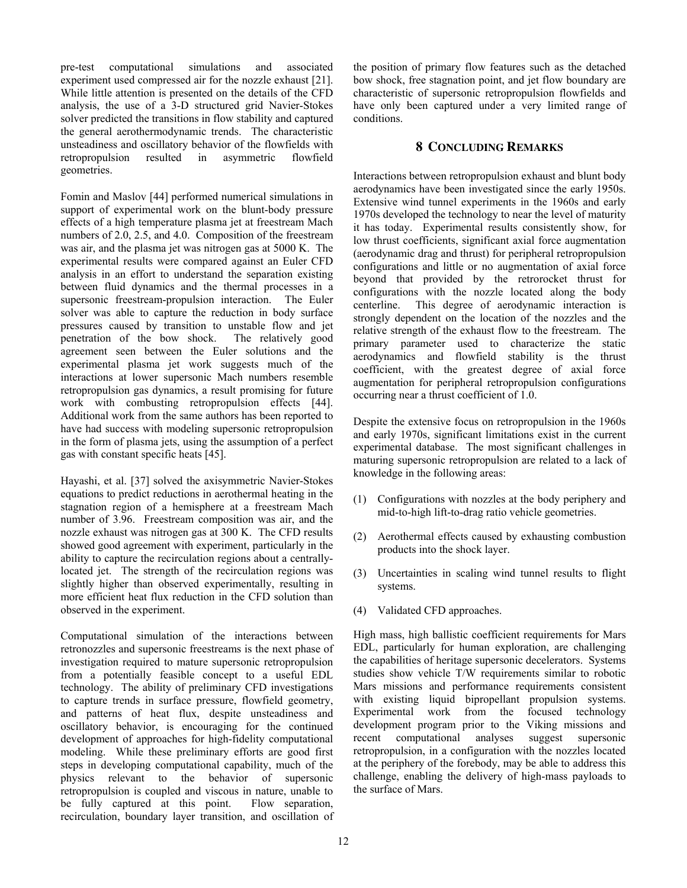pre-test computational simulations and associated experiment used compressed air for the nozzle exhaust [21]. While little attention is presented on the details of the CFD analysis, the use of a 3-D structured grid Navier-Stokes solver predicted the transitions in flow stability and captured the general aerothermodynamic trends. The characteristic unsteadiness and oscillatory behavior of the flowfields with retropropulsion resulted in asymmetric flowfield geometries.

Fomin and Maslov [44] performed numerical simulations in support of experimental work on the blunt-body pressure effects of a high temperature plasma jet at freestream Mach numbers of 2.0, 2.5, and 4.0. Composition of the freestream was air, and the plasma jet was nitrogen gas at 5000 K. The experimental results were compared against an Euler CFD analysis in an effort to understand the separation existing between fluid dynamics and the thermal processes in a supersonic freestream-propulsion interaction. The Euler solver was able to capture the reduction in body surface pressures caused by transition to unstable flow and jet penetration of the bow shock. The relatively good agreement seen between the Euler solutions and the experimental plasma jet work suggests much of the interactions at lower supersonic Mach numbers resemble retropropulsion gas dynamics, a result promising for future work with combusting retropropulsion effects [44]. Additional work from the same authors has been reported to have had success with modeling supersonic retropropulsion in the form of plasma jets, using the assumption of a perfect gas with constant specific heats [45].

Hayashi, et al. [37] solved the axisymmetric Navier-Stokes equations to predict reductions in aerothermal heating in the stagnation region of a hemisphere at a freestream Mach number of 3.96. Freestream composition was air, and the nozzle exhaust was nitrogen gas at 300 K. The CFD results showed good agreement with experiment, particularly in the ability to capture the recirculation regions about a centrally-located jet. The strength of the recirculation regions was slightly higher than observed experimentally, resulting in more efficient heat flux reduction in the CFD solution than observed in the experiment.

Computational simulation of the interactions between retronozzles and supersonic freestreams is the next phase of investigation required to mature supersonic retropropulsion from a potentially feasible concept to a useful EDL technology. The ability of preliminary CFD investigations to capture trends in surface pressure, flowfield geometry, and patterns of heat flux, despite unsteadiness and oscillatory behavior, is encouraging for the continued development of approaches for high-fidelity computational modeling. While these preliminary efforts are good first steps in developing computational capability, much of the physics relevant to the behavior of supersonic retropropulsion is coupled and viscous in nature, unable to be fully captured at this point. Flow separation, recirculation, boundary layer transition, and oscillation of the position of primary flow features such as the detached bow shock, free stagnation point, and jet flow boundary are characteristic of supersonic retropropulsion flowfields and have only been captured under a very limited range of conditions.

## 8 Concluding Remarks

Interactions between retropropulsion exhaust and blunt body aerodynamics have been investigated since the early 1950s. Extensive wind tunnel experiments in the 1960s and early 1970s developed the technology to near the level of maturity it has today. Experimental results consistently show, for low thrust coefficients, significant axial force augmentation (aerodynamic drag and thrust) for peripheral retropropulsion configurations and little or no augmentation of axial force beyond that provided by the retrorocket thrust for configurations with the nozzle located along the body centerline. This degree of aerodynamic interaction is strongly dependent on the location of the nozzles and the relative strength of the exhaust flow to the freestream. The primary parameter used to characterize the static aerodynamics and flowfield stability is the thrust coefficient, with the greatest degree of axial force augmentation for peripheral retropropulsion configurations occurring near a thrust coefficient of 1.0.

Despite the extensive focus on retropropulsion in the 1960s and early 1970s, significant limitations exist in the current experimental database. The most significant challenges in maturing supersonic retropropulsion are related to a lack of knowledge in the following areas:

(1) Configurations with nozzles at the body periphery and mid-to-high lift-to-drag ratio vehicle geometries.

(2) Aerothermal effects caused by exhausting combustion products into the shock layer.

(3) Uncertainties in scaling wind tunnel results to flight systems.

(4) Validated CFD approaches.

High mass, high ballistic coefficient requirements for Mars EDL, particularly for human exploration, are challenging the capabilities of heritage supersonic decelerators. Systems studies show vehicle T/W requirements similar to robotic Mars missions and performance requirements consistent with existing liquid bipropellant propulsion systems. Experimental work from the focused technology development program prior to the Viking missions and recent computational analyses suggest supersonic retropropulsion, in a configuration with the nozzles located at the periphery of the forebody, may be able to address this challenge, enabling the delivery of high-mass payloads to the surface of Mars.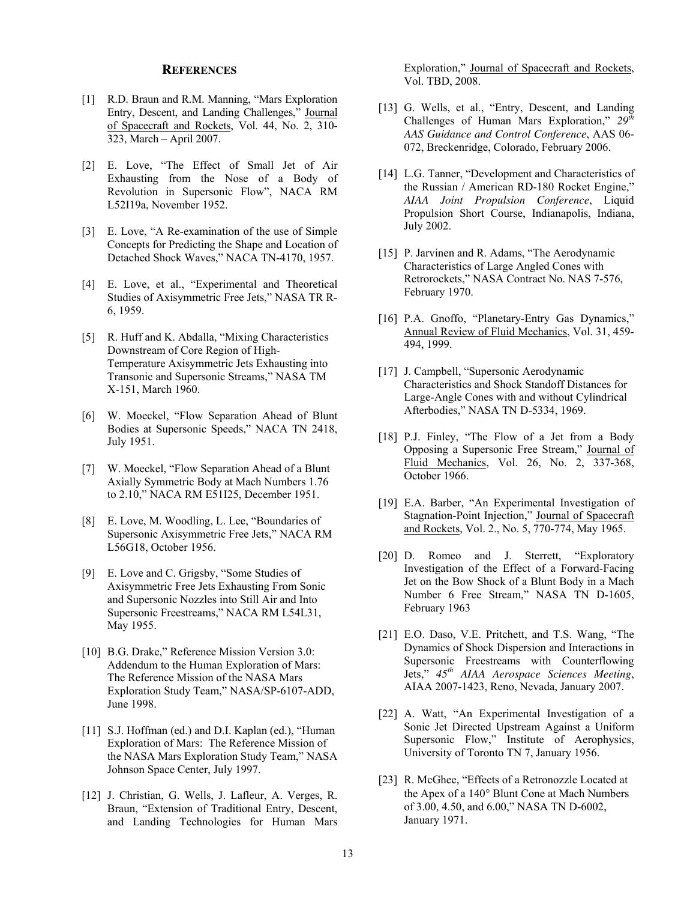## REFERENCES

[1] R.D. Braun and R.M. Manning, "Mars Exploration Entry, Descent, and Landing Challenges," Journal of Spacecraft and Rockets, Vol. 44, No. 2, 310-323, March – April 2007.

[2] E. Love, "The Effect of Small Jet of Air Exhausting from the Nose of a Body of Revolution in Supersonic Flow", NACA RM L52I19a, November 1952.

[3] E. Love, "A Re-examination of the use of Simple Concepts for Predicting the Shape and Location of Detached Shock Waves," NACA TN-4170, 1957.

[4] E. Love, et al., "Experimental and Theoretical Studies of Axisymmetric Free Jets," NASA TR R-6, 1959.

[5] R. Huff and K. Abdalla, "Mixing Characteristics Downstream of Core Region of High-Temperature Axisymmetric Jets Exhausting into Transonic and Supersonic Streams," NASA TM X-151, March 1960.

[6] W. Moeckel, "Flow Separation Ahead of Blunt Bodies at Supersonic Speeds," NACA TN 2418, July 1951.

[7] W. Moeckel, "Flow Separation Ahead of a Blunt Axially Symmetric Body at Mach Numbers 1.76 to 2.10," NACA RM E51I25, December 1951.

[8] E. Love, M. Woodling, L. Lee, "Boundaries of Supersonic Axisymmetric Free Jets," NACA RM L56G18, October 1956.

[9] E. Love and C. Grigsby, "Some Studies of Axisymmetric Free Jets Exhausting From Sonic and Supersonic Nozzles into Still Air and Into Supersonic Freestreams," NACA RM L54L31, May 1955.

[10] B.G. Drake," Reference Mission Version 3.0: Addendum to the Human Exploration of Mars: The Reference Mission of the NASA Mars Exploration Study Team," NASA/SP-6107-ADD, June 1998.

[11] S.J. Hoffman (ed.) and D.I. Kaplan (ed.), "Human Exploration of Mars: The Reference Mission of the NASA Mars Exploration Study Team," NASA Johnson Space Center, July 1997.

[12] J. Christian, G. Wells, J. Lafleur, A. Verges, R. Braun, "Extension of Traditional Entry, Descent, and Landing Technologies for Human Mars Exploration," Journal of Spacecraft and Rockets, Vol. TBD, 2008.

[13] G. Wells, et al., "Entry, Descent, and Landing Challenges of Human Mars Exploration," *29th AAS Guidance and Control Conference*, AAS 06-072, Breckenridge, Colorado, February 2006.

[14] L.G. Tanner, "Development and Characteristics of the Russian / American RD-180 Rocket Engine," *AIAA Joint Propulsion Conference*, Liquid Propulsion Short Course, Indianapolis, Indiana, July 2002.

[15] P. Jarvinen and R. Adams, "The Aerodynamic Characteristics of Large Angled Cones with Retrorockets," NASA Contract No. NAS 7-576, February 1970.

[16] P.A. Gnoffo, "Planetary-Entry Gas Dynamics," Annual Review of Fluid Mechanics, Vol. 31, 459-494, 1999.

[17] J. Campbell, "Supersonic Aerodynamic Characteristics and Shock Standoff Distances for Large-Angle Cones with and without Cylindrical Afterbodies," NASA TN D-5334, 1969.

[18] P.J. Finley, "The Flow of a Jet from a Body Opposing a Supersonic Free Stream," Journal of Fluid Mechanics, Vol. 26, No. 2, 337-368, October 1966.

[19] E.A. Barber, "An Experimental Investigation of Stagnation-Point Injection," Journal of Spacecraft and Rockets, Vol. 2., No. 5, 770-774, May 1965.

[20] D. Romeo and J. Sterrett, "Exploratory Investigation of the Effect of a Forward-Facing Jet on the Bow Shock of a Blunt Body in a Mach Number 6 Free Stream," NASA TN D-1605, February 1963

[21] E.O. Daso, V.E. Pritchett, and T.S. Wang, "The Dynamics of Shock Dispersion and Interactions in Supersonic Freestreams with Counterflowing Jets," *45th AIAA Aerospace Sciences Meeting*, AIAA 2007-1423, Reno, Nevada, January 2007.

[22] A. Watt, "An Experimental Investigation of a Sonic Jet Directed Upstream Against a Uniform Supersonic Flow," Institute of Aerophysics, University of Toronto TN 7, January 1956.

[23] R. McGhee, "Effects of a Retronozzle Located at the Apex of a 140° Blunt Cone at Mach Numbers of 3.00, 4.50, and 6.00," NASA TN D-6002, January 1971.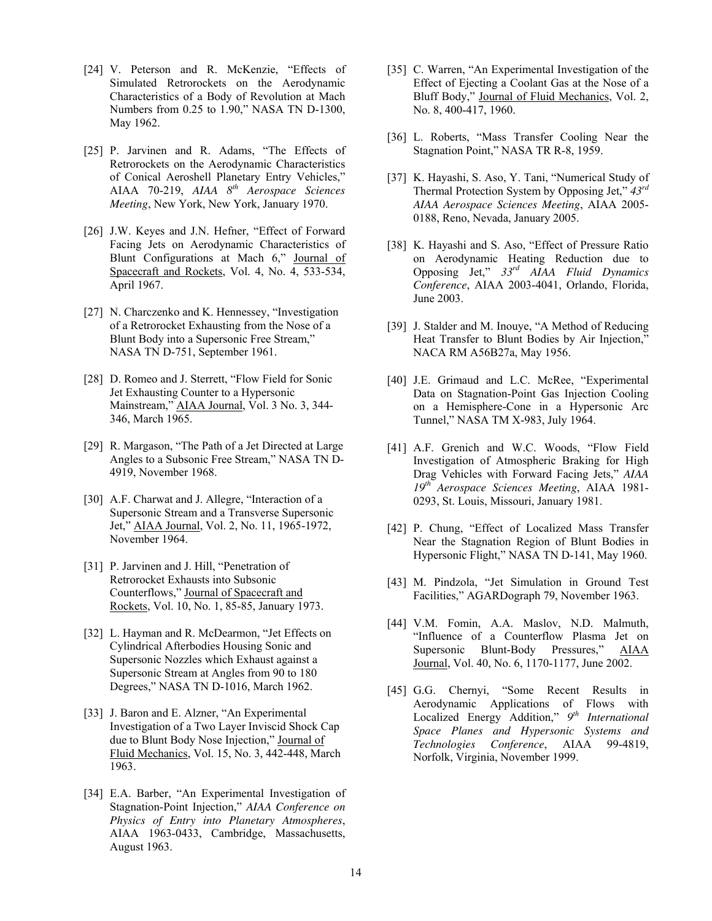[24] V. Peterson and R. McKenzie, "Effects of Simulated Retrorockets on the Aerodynamic Characteristics of a Body of Revolution at Mach Numbers from 0.25 to 1.90," NASA TN D-1300, May 1962.

[25] P. Jarvinen and R. Adams, "The Effects of Retrorockets on the Aerodynamic Characteristics of Conical Aeroshell Planetary Entry Vehicles," AIAA 70-219, *AIAA 8th Aerospace Sciences Meeting*, New York, New York, January 1970.

[26] J.W. Keyes and J.N. Hefner, "Effect of Forward Facing Jets on Aerodynamic Characteristics of Blunt Configurations at Mach 6," Journal of Spacecraft and Rockets, Vol. 4, No. 4, 533-534, April 1967.

[27] N. Charczenko and K. Hennessey, "Investigation of a Retrorocket Exhausting from the Nose of a Blunt Body into a Supersonic Free Stream," NASA TN D-751, September 1961.

[28] D. Romeo and J. Sterrett, "Flow Field for Sonic Jet Exhausting Counter to a Hypersonic Mainstream," AIAA Journal, Vol. 3 No. 3, 344-346, March 1965.

[29] R. Margason, "The Path of a Jet Directed at Large Angles to a Subsonic Free Stream," NASA TN D-4919, November 1968.

[30] A.F. Charwat and J. Allegre, "Interaction of a Supersonic Stream and a Transverse Supersonic Jet," AIAA Journal, Vol. 2, No. 11, 1965-1972, November 1964.

[31] P. Jarvinen and J. Hill, "Penetration of Retrorocket Exhausts into Subsonic Counterflows," Journal of Spacecraft and Rockets, Vol. 10, No. 1, 85-85, January 1973.

[32] L. Hayman and R. McDearmon, "Jet Effects on Cylindrical Afterbodies Housing Sonic and Supersonic Nozzles which Exhaust against a Supersonic Stream at Angles from 90 to 180 Degrees," NASA TN D-1016, March 1962.

[33] J. Baron and E. Alzner, "An Experimental Investigation of a Two Layer Inviscid Shock Cap due to Blunt Body Nose Injection," Journal of Fluid Mechanics, Vol. 15, No. 3, 442-448, March 1963.

[34] E.A. Barber, "An Experimental Investigation of Stagnation-Point Injection," *AIAA Conference on Physics of Entry into Planetary Atmospheres*, AIAA 1963-0433, Cambridge, Massachusetts, August 1963.

[35] C. Warren, "An Experimental Investigation of the Effect of Ejecting a Coolant Gas at the Nose of a Bluff Body," Journal of Fluid Mechanics, Vol. 2, No. 8, 400-417, 1960.

[36] L. Roberts, "Mass Transfer Cooling Near the Stagnation Point," NASA TR R-8, 1959.

[37] K. Hayashi, S. Aso, Y. Tani, "Numerical Study of Thermal Protection System by Opposing Jet," *43rd AIAA Aerospace Sciences Meeting*, AIAA 2005-0188, Reno, Nevada, January 2005.

[38] K. Hayashi and S. Aso, "Effect of Pressure Ratio on Aerodynamic Heating Reduction due to Opposing Jet," *33rd AIAA Fluid Dynamics Conference*, AIAA 2003-4041, Orlando, Florida, June 2003.

[39] J. Stalder and M. Inouye, "A Method of Reducing Heat Transfer to Blunt Bodies by Air Injection," NACA RM A56B27a, May 1956.

[40] J.E. Grimaud and L.C. McRee, "Experimental Data on Stagnation-Point Gas Injection Cooling on a Hemisphere-Cone in a Hypersonic Arc Tunnel," NASA TM X-983, July 1964.

[41] A.F. Grenich and W.C. Woods, "Flow Field Investigation of Atmospheric Braking for High Drag Vehicles with Forward Facing Jets," *AIAA 19th Aerospace Sciences Meeting*, AIAA 1981-0293, St. Louis, Missouri, January 1981.

[42] P. Chung, "Effect of Localized Mass Transfer Near the Stagnation Region of Blunt Bodies in Hypersonic Flight," NASA TN D-141, May 1960.

[43] M. Pindzola, "Jet Simulation in Ground Test Facilities," AGARDograph 79, November 1963.

[44] V.M. Fomin, A.A. Maslov, N.D. Malmuth, "Influence of a Counterflow Plasma Jet on Supersonic Blunt-Body Pressures," AIAA Journal, Vol. 40, No. 6, 1170-1177, June 2002.

[45] G.G. Chernyi, "Some Recent Results in Aerodynamic Applications of Flows with Localized Energy Addition," *9th International Space Planes and Hypersonic Systems and Technologies Conference*, AIAA 99-4819, Norfolk, Virginia, November 1999.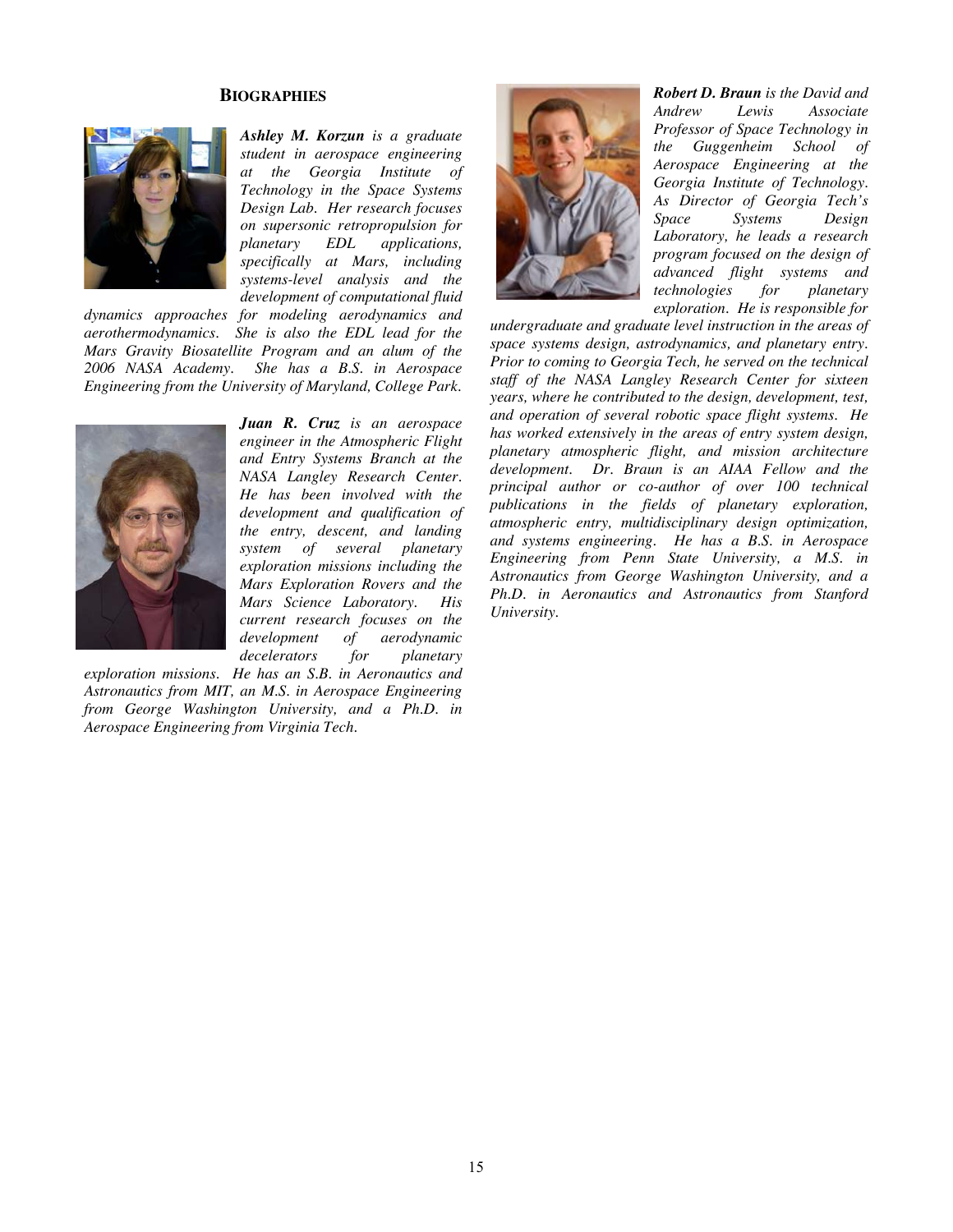## BIOGRAPHIES

***Ashley M. Korzun*** *is a graduate student in aerospace engineering at the Georgia Institute of Technology in the Space Systems Design Lab. Her research focuses on supersonic retropropulsion for planetary EDL applications, specifically at Mars, including systems-level analysis and the development of computational fluid dynamics approaches for modeling aerodynamics and aerothermodynamics. She is also the EDL lead for the Mars Gravity Biosatellite Program and an alum of the 2006 NASA Academy. She has a B.S. in Aerospace Engineering from the University of Maryland, College Park.*

***Juan R. Cruz*** *is an aerospace engineer in the Atmospheric Flight and Entry Systems Branch at the NASA Langley Research Center. He has been involved with the development and qualification of the entry, descent, and landing system of several planetary exploration missions including the Mars Exploration Rovers and the Mars Science Laboratory. His current research focuses on the development of aerodynamic decelerators for planetary exploration missions. He has an S.B. in Aeronautics and Astronautics from MIT, an M.S. in Aerospace Engineering from George Washington University, and a Ph.D. in Aerospace Engineering from Virginia Tech.*

***Robert D. Braun*** *is the David and Andrew Lewis Associate Professor of Space Technology in the Guggenheim School of Aerospace Engineering at the Georgia Institute of Technology. As Director of Georgia Tech's Space Systems Design Laboratory, he leads a research program focused on the design of advanced flight systems and technologies for planetary exploration. He is responsible for undergraduate and graduate level instruction in the areas of space systems design, astrodynamics, and planetary entry. Prior to coming to Georgia Tech, he served on the technical staff of the NASA Langley Research Center for sixteen years, where he contributed to the design, development, test, and operation of several robotic space flight systems. He has worked extensively in the areas of entry system design, planetary atmospheric flight, and mission architecture development. Dr. Braun is an AIAA Fellow and the principal author or co-author of over 100 technical publications in the fields of planetary exploration, atmospheric entry, multidisciplinary design optimization, and systems engineering. He has a B.S. in Aerospace Engineering from Penn State University, a M.S. in Astronautics from George Washington University, and a Ph.D. in Aeronautics and Astronautics from Stanford University.*